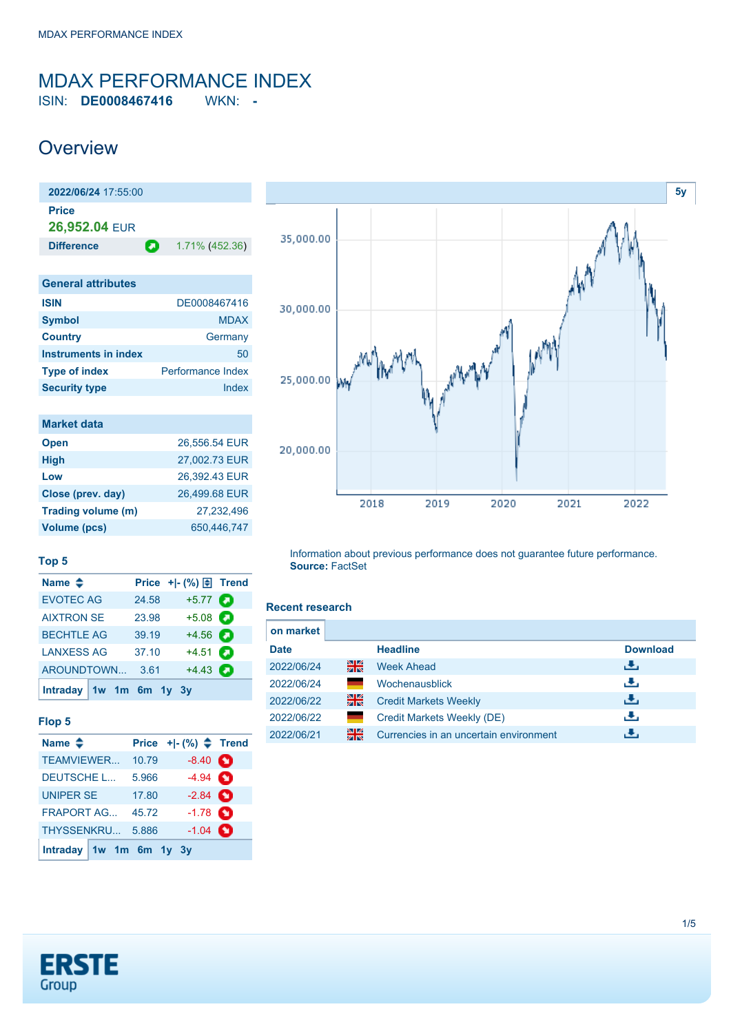# MDAX PERFORMANCE INDEX

ISIN: **DE0008467416** WKN: **-**

## Overview

| **2022/06/24** 17:55:00 | |
|---|---|
| **Price** | |
| **26,952.04** EUR | |
| **Difference** | 1.71% (452.36) |

| General attributes | |
|---|---|
| ISIN | DE0008467416 |
| Symbol | MDAX |
| Country | Germany |
| Instruments in index | 50 |
| Type of index | Performance Index |
| Security type | Index |

| Market data | |
|---|---|
| Open | 26,556.54 EUR |
| High | 27,002.73 EUR |
| Low | 26,392.43 EUR |
| Close (prev. day) | 26,499.68 EUR |
| Trading volume (m) | 27,232,496 |
| Volume (pcs) | 650,446,747 |

5y

Information about previous performance does not guarantee future performance.
**Source:** FactSet

### Top 5

| Name | Price | +\|- (%) | Trend |
|---|---|---|---|
| EVOTEC AG | 24.58 | +5.77 | |
| AIXTRON SE | 23.98 | +5.08 | |
| BECHTLE AG | 39.19 | +4.56 | |
| LANXESS AG | 37.10 | +4.51 | |
| AROUNDTOWN... | 3.61 | +4.43 | |

Intraday 1w 1m 6m 1y 3y

### Flop 5

| Name | Price | +\|- (%) | Trend |
|---|---|---|---|
| TEAMVIEWER... | 10.79 | -8.40 | |
| DEUTSCHE L... | 5.966 | -4.94 | |
| UNIPER SE | 17.80 | -2.84 | |
| FRAPORT AG... | 45.72 | -1.78 | |
| THYSSENKRU... | 5.886 | -1.04 | |

Intraday 1w 1m 6m 1y 3y

### Recent research

on market

| Date | | Headline | Download |
|---|---|---|---|
| 2022/06/24 | EN | Week Ahead | |
| 2022/06/24 | DE | Wochenausblick | |
| 2022/06/22 | EN | Credit Markets Weekly | |
| 2022/06/22 | DE | Credit Markets Weekly (DE) | |
| 2022/06/21 | EN | Currencies in an uncertain environment | |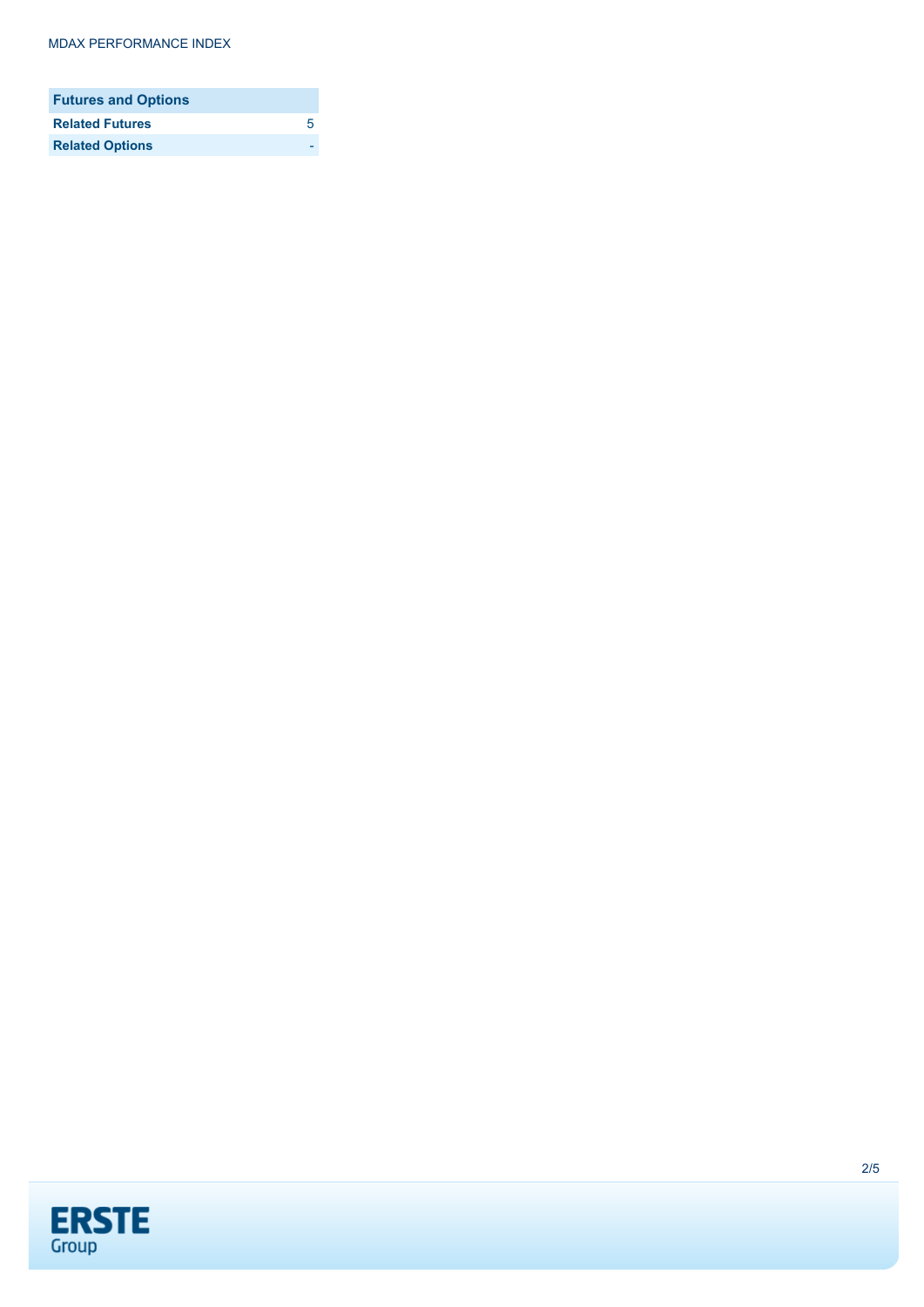| Futures and Options | |
|---|---|
| **Related Futures** | 5 |
| **Related Options** | - |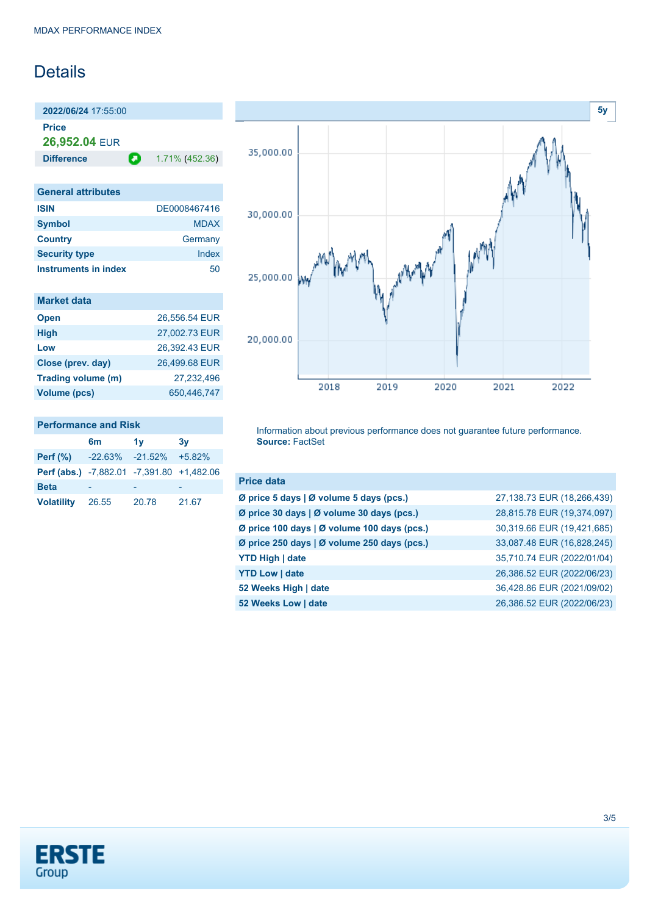MDAX PERFORMANCE INDEX

# Details

**2022/06/24** 17:55:00

**Price**

**26,952.04** EUR

| **Difference** | 1.71% (452.36) |
|---|---|

| General attributes | |
|---|---|
| **ISIN** | DE0008467416 |
| **Symbol** | MDAX |
| **Country** | Germany |
| **Security type** | Index |
| **Instruments in index** | 50 |

| Market data | |
|---|---|
| **Open** | 26,556.54 EUR |
| **High** | 27,002.73 EUR |
| **Low** | 26,392.43 EUR |
| **Close (prev. day)** | 26,499.68 EUR |
| **Trading volume (m)** | 27,232,496 |
| **Volume (pcs)** | 650,446,747 |

| Performance and Risk | 6m | 1y | 3y |
|---|---|---|---|
| **Perf (%)** | -22.63% | -21.52% | +5.82% |
| **Perf (abs.)** | -7,882.01 | -7,391.80 | +1,482.06 |
| **Beta** | - | - | - |
| **Volatility** | 26.55 | 20.78 | 21.67 |

5y

Information about previous performance does not guarantee future performance.
**Source:** FactSet

| Price data | |
|---|---|
| **Ø price 5 days \| Ø volume 5 days (pcs.)** | 27,138.73 EUR (18,266,439) |
| **Ø price 30 days \| Ø volume 30 days (pcs.)** | 28,815.78 EUR (19,374,097) |
| **Ø price 100 days \| Ø volume 100 days (pcs.)** | 30,319.66 EUR (19,421,685) |
| **Ø price 250 days \| Ø volume 250 days (pcs.)** | 33,087.48 EUR (16,828,245) |
| **YTD High \| date** | 35,710.74 EUR (2022/01/04) |
| **YTD Low \| date** | 26,386.52 EUR (2022/06/23) |
| **52 Weeks High \| date** | 36,428.86 EUR (2021/09/02) |
| **52 Weeks Low \| date** | 26,386.52 EUR (2022/06/23) |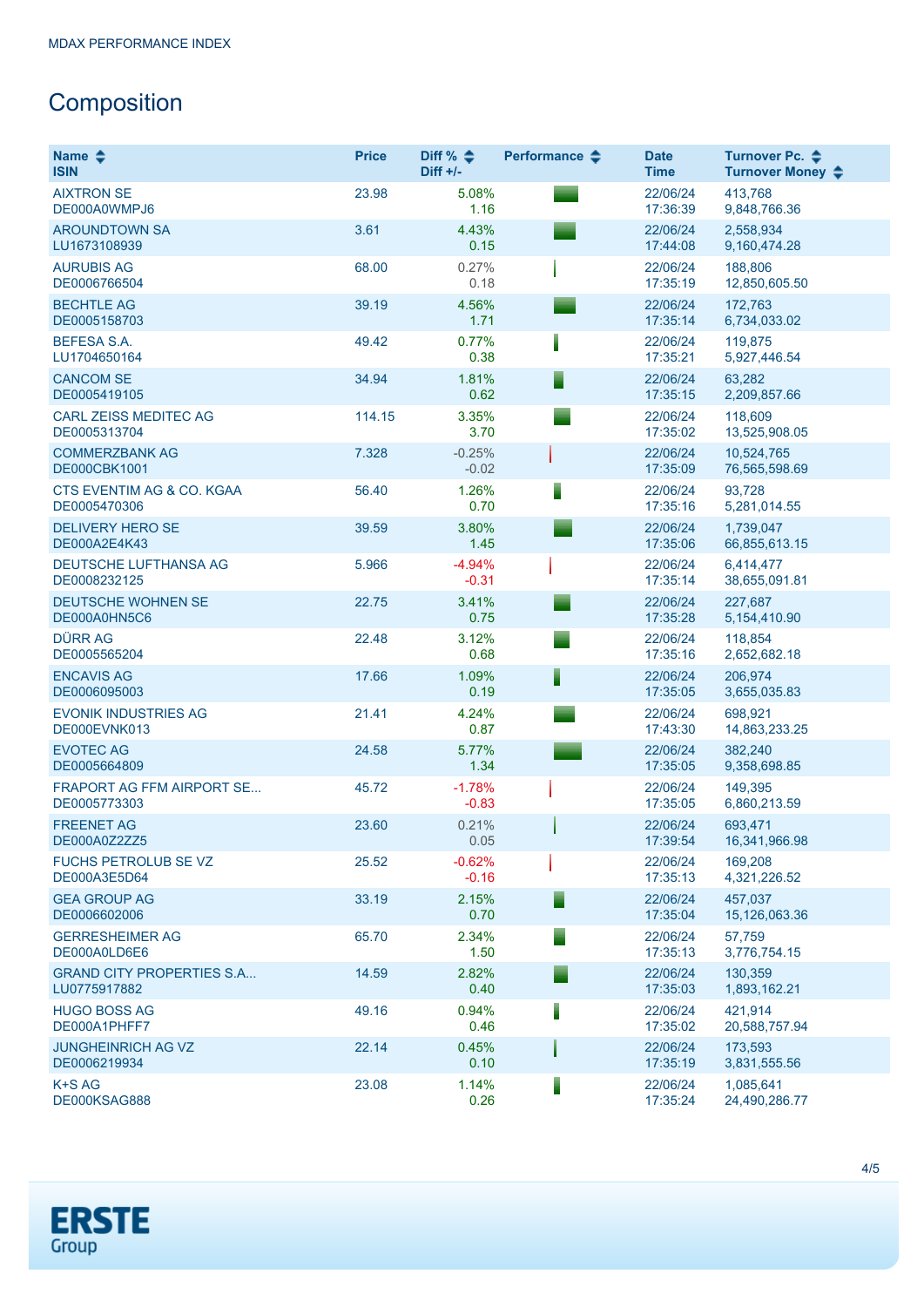MDAX PERFORMANCE INDEX

## Composition

| Name<br>ISIN | Price | Diff %<br>Diff +/- | Performance | Date<br>Time | Turnover Pc.<br>Turnover Money |
|---|---|---|---|---|---|
| AIXTRON SE<br>DE000A0WMPJ6 | 23.98 | 5.08%<br>1.16 | | 22/06/24<br>17:36:39 | 413,768<br>9,848,766.36 |
| AROUNDTOWN SA<br>LU1673108939 | 3.61 | 4.43%<br>0.15 | | 22/06/24<br>17:44:08 | 2,558,934<br>9,160,474.28 |
| AURUBIS AG<br>DE0006766504 | 68.00 | 0.27%<br>0.18 | | 22/06/24<br>17:35:19 | 188,806<br>12,850,605.50 |
| BECHTLE AG<br>DE0005158703 | 39.19 | 4.56%<br>1.71 | | 22/06/24<br>17:35:14 | 172,763<br>6,734,033.02 |
| BEFESA S.A.<br>LU1704650164 | 49.42 | 0.77%<br>0.38 | | 22/06/24<br>17:35:21 | 119,875<br>5,927,446.54 |
| CANCOM SE<br>DE0005419105 | 34.94 | 1.81%<br>0.62 | | 22/06/24<br>17:35:15 | 63,282<br>2,209,857.66 |
| CARL ZEISS MEDITEC AG<br>DE0005313704 | 114.15 | 3.35%<br>3.70 | | 22/06/24<br>17:35:02 | 118,609<br>13,525,908.05 |
| COMMERZBANK AG<br>DE000CBK1001 | 7.328 | -0.25%<br>-0.02 | | 22/06/24<br>17:35:09 | 10,524,765<br>76,565,598.69 |
| CTS EVENTIM AG & CO. KGAA<br>DE0005470306 | 56.40 | 1.26%<br>0.70 | | 22/06/24<br>17:35:16 | 93,728<br>5,281,014.55 |
| DELIVERY HERO SE<br>DE000A2E4K43 | 39.59 | 3.80%<br>1.45 | | 22/06/24<br>17:35:06 | 1,739,047<br>66,855,613.15 |
| DEUTSCHE LUFTHANSA AG<br>DE0008232125 | 5.966 | -4.94%<br>-0.31 | | 22/06/24<br>17:35:14 | 6,414,477<br>38,655,091.81 |
| DEUTSCHE WOHNEN SE<br>DE000A0HN5C6 | 22.75 | 3.41%<br>0.75 | | 22/06/24<br>17:35:28 | 227,687<br>5,154,410.90 |
| DÜRR AG<br>DE0005565204 | 22.48 | 3.12%<br>0.68 | | 22/06/24<br>17:35:16 | 118,854<br>2,652,682.18 |
| ENCAVIS AG<br>DE0006095003 | 17.66 | 1.09%<br>0.19 | | 22/06/24<br>17:35:05 | 206,974<br>3,655,035.83 |
| EVONIK INDUSTRIES AG<br>DE000EVNK013 | 21.41 | 4.24%<br>0.87 | | 22/06/24<br>17:43:30 | 698,921<br>14,863,233.25 |
| EVOTEC AG<br>DE0005664809 | 24.58 | 5.77%<br>1.34 | | 22/06/24<br>17:35:05 | 382,240<br>9,358,698.85 |
| FRAPORT AG FFM AIRPORT SE...<br>DE0005773303 | 45.72 | -1.78%<br>-0.83 | | 22/06/24<br>17:35:05 | 149,395<br>6,860,213.59 |
| FREENET AG<br>DE000A0Z2ZZ5 | 23.60 | 0.21%<br>0.05 | | 22/06/24<br>17:39:54 | 693,471<br>16,341,966.98 |
| FUCHS PETROLUB SE VZ<br>DE000A3E5D64 | 25.52 | -0.62%<br>-0.16 | | 22/06/24<br>17:35:13 | 169,208<br>4,321,226.52 |
| GEA GROUP AG<br>DE0006602006 | 33.19 | 2.15%<br>0.70 | | 22/06/24<br>17:35:04 | 457,037<br>15,126,063.36 |
| GERRESHEIMER AG<br>DE000A0LD6E6 | 65.70 | 2.34%<br>1.50 | | 22/06/24<br>17:35:13 | 57,759<br>3,776,754.15 |
| GRAND CITY PROPERTIES S.A...<br>LU0775917882 | 14.59 | 2.82%<br>0.40 | | 22/06/24<br>17:35:03 | 130,359<br>1,893,162.21 |
| HUGO BOSS AG<br>DE000A1PHFF7 | 49.16 | 0.94%<br>0.46 | | 22/06/24<br>17:35:02 | 421,914<br>20,588,757.94 |
| JUNGHEINRICH AG VZ<br>DE0006219934 | 22.14 | 0.45%<br>0.10 | | 22/06/24<br>17:35:19 | 173,593<br>3,831,555.56 |
| K+S AG<br>DE000KSAG888 | 23.08 | 1.14%<br>0.26 | | 22/06/24<br>17:35:24 | 1,085,641<br>24,490,286.77 |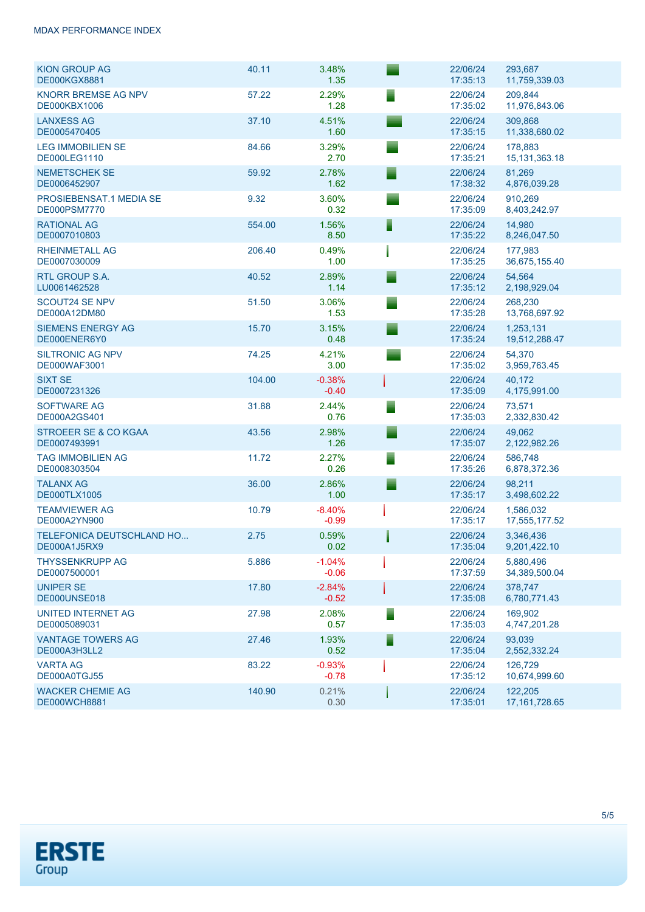| | | | | | |
|---|---|---|---|---|---|
| KION GROUP AG<br>DE000KGX8881 | 40.11 | 3.48%<br>1.35 | | 22/06/24<br>17:35:13 | 293,687<br>11,759,339.03 |
| KNORR BREMSE AG NPV<br>DE000KBX1006 | 57.22 | 2.29%<br>1.28 | | 22/06/24<br>17:35:02 | 209,844<br>11,976,843.06 |
| LANXESS AG<br>DE0005470405 | 37.10 | 4.51%<br>1.60 | | 22/06/24<br>17:35:15 | 309,868<br>11,338,680.02 |
| LEG IMMOBILIEN SE<br>DE000LEG1110 | 84.66 | 3.29%<br>2.70 | | 22/06/24<br>17:35:21 | 178,883<br>15,131,363.18 |
| NEMETSCHEK SE<br>DE0006452907 | 59.92 | 2.78%<br>1.62 | | 22/06/24<br>17:38:32 | 81,269<br>4,876,039.28 |
| PROSIEBENSAT.1 MEDIA SE<br>DE000PSM7770 | 9.32 | 3.60%<br>0.32 | | 22/06/24<br>17:35:09 | 910,269<br>8,403,242.97 |
| RATIONAL AG<br>DE0007010803 | 554.00 | 1.56%<br>8.50 | | 22/06/24<br>17:35:22 | 14,980<br>8,246,047.50 |
| RHEINMETALL AG<br>DE0007030009 | 206.40 | 0.49%<br>1.00 | | 22/06/24<br>17:35:25 | 177,983<br>36,675,155.40 |
| RTL GROUP S.A.<br>LU0061462528 | 40.52 | 2.89%<br>1.14 | | 22/06/24<br>17:35:12 | 54,564<br>2,198,929.04 |
| SCOUT24 SE NPV<br>DE000A12DM80 | 51.50 | 3.06%<br>1.53 | | 22/06/24<br>17:35:28 | 268,230<br>13,768,697.92 |
| SIEMENS ENERGY AG<br>DE000ENER6Y0 | 15.70 | 3.15%<br>0.48 | | 22/06/24<br>17:35:24 | 1,253,131<br>19,512,288.47 |
| SILTRONIC AG NPV<br>DE000WAF3001 | 74.25 | 4.21%<br>3.00 | | 22/06/24<br>17:35:02 | 54,370<br>3,959,763.45 |
| SIXT SE<br>DE0007231326 | 104.00 | -0.38%<br>-0.40 | | 22/06/24<br>17:35:09 | 40,172<br>4,175,991.00 |
| SOFTWARE AG<br>DE000A2GS401 | 31.88 | 2.44%<br>0.76 | | 22/06/24<br>17:35:03 | 73,571<br>2,332,830.42 |
| STROEER SE & CO KGAA<br>DE0007493991 | 43.56 | 2.98%<br>1.26 | | 22/06/24<br>17:35:07 | 49,062<br>2,122,982.26 |
| TAG IMMOBILIEN AG<br>DE0008303504 | 11.72 | 2.27%<br>0.26 | | 22/06/24<br>17:35:26 | 586,748<br>6,878,372.36 |
| TALANX AG<br>DE000TLX1005 | 36.00 | 2.86%<br>1.00 | | 22/06/24<br>17:35:17 | 98,211<br>3,498,602.22 |
| TEAMVIEWER AG<br>DE000A2YN900 | 10.79 | -8.40%<br>-0.99 | | 22/06/24<br>17:35:17 | 1,586,032<br>17,555,177.52 |
| TELEFONICA DEUTSCHLAND HO...<br>DE000A1J5RX9 | 2.75 | 0.59%<br>0.02 | | 22/06/24<br>17:35:04 | 3,346,436<br>9,201,422.10 |
| THYSSENKRUPP AG<br>DE0007500001 | 5.886 | -1.04%<br>-0.06 | | 22/06/24<br>17:37:59 | 5,880,496<br>34,389,500.04 |
| UNIPER SE<br>DE000UNSE018 | 17.80 | -2.84%<br>-0.52 | | 22/06/24<br>17:35:08 | 378,747<br>6,780,771.43 |
| UNITED INTERNET AG<br>DE0005089031 | 27.98 | 2.08%<br>0.57 | | 22/06/24<br>17:35:03 | 169,902<br>4,747,201.28 |
| VANTAGE TOWERS AG<br>DE000A3H3LL2 | 27.46 | 1.93%<br>0.52 | | 22/06/24<br>17:35:04 | 93,039<br>2,552,332.24 |
| VARTA AG<br>DE000A0TGJ55 | 83.22 | -0.93%<br>-0.78 | | 22/06/24<br>17:35:12 | 126,729<br>10,674,999.60 |
| WACKER CHEMIE AG<br>DE000WCH8881 | 140.90 | 0.21%<br>0.30 | | 22/06/24<br>17:35:01 | 122,205<br>17,161,728.65 |